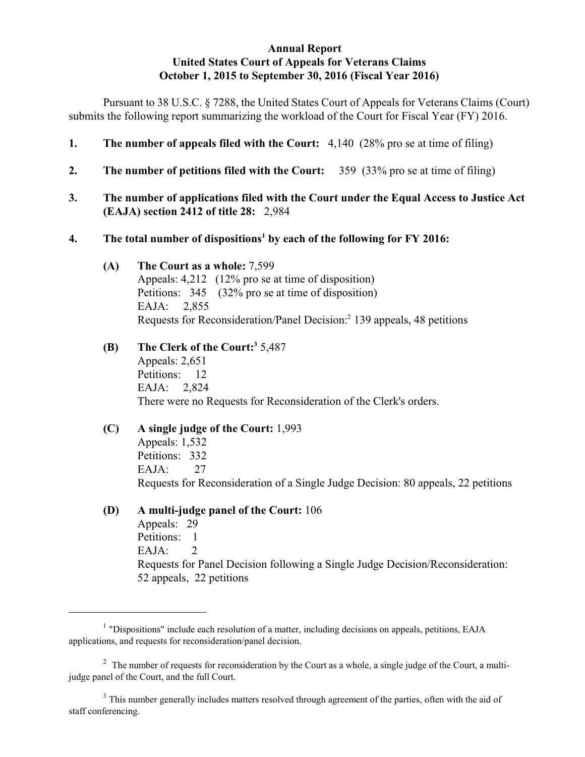**Annual Report**
**United States Court of Appeals for Veterans Claims**
**October 1, 2015 to September 30, 2016 (Fiscal Year 2016)**

Pursuant to 38 U.S.C. § 7288, the United States Court of Appeals for Veterans Claims (Court) submits the following report summarizing the workload of the Court for Fiscal Year (FY) 2016.

1. **The number of appeals filed with the Court:** 4,140 (28% pro se at time of filing)

2. **The number of petitions filed with the Court:** 359 (33% pro se at time of filing)

3. **The number of applications filed with the Court under the Equal Access to Justice Act (EAJA) section 2412 of title 28:** 2,984

4. **The total number of dispositions[1] by each of the following for FY 2016:**

   **(A) The Court as a whole:** 7,599
   Appeals: 4,212 (12% pro se at time of disposition)
   Petitions: 345 (32% pro se at time of disposition)
   EAJA: 2,855
   Requests for Reconsideration/Panel Decision:[2] 139 appeals, 48 petitions

   **(B) The Clerk of the Court:[3]** 5,487
   Appeals: 2,651
   Petitions: 12
   EAJA: 2,824
   There were no Requests for Reconsideration of the Clerk's orders.

   **(C) A single judge of the Court:** 1,993
   Appeals: 1,532
   Petitions: 332
   EAJA: 27
   Requests for Reconsideration of a Single Judge Decision: 80 appeals, 22 petitions

   **(D) A multi-judge panel of the Court:** 106
   Appeals: 29
   Petitions: 1
   EAJA: 2
   Requests for Panel Decision following a Single Judge Decision/Reconsideration: 52 appeals, 22 petitions

---

[1] "Dispositions" include each resolution of a matter, including decisions on appeals, petitions, EAJA applications, and requests for reconsideration/panel decision.

[2] The number of requests for reconsideration by the Court as a whole, a single judge of the Court, a multi-judge panel of the Court, and the full Court.

[3] This number generally includes matters resolved through agreement of the parties, often with the aid of staff conferencing.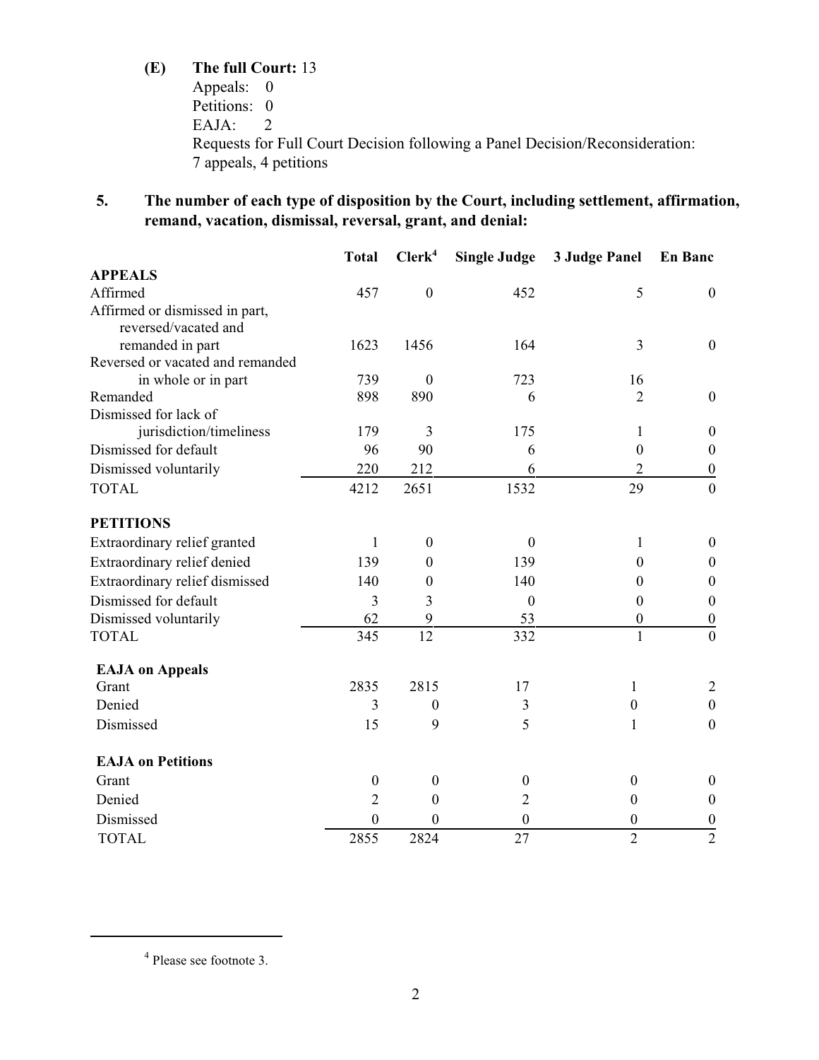**(E) The full Court:** 13
Appeals: 0
Petitions: 0
EAJA: 2
Requests for Full Court Decision following a Panel Decision/Reconsideration:
7 appeals, 4 petitions

**5. The number of each type of disposition by the Court, including settlement, affirmation, remand, vacation, dismissal, reversal, grant, and denial:**

| | Total | Clerk[4] | Single Judge | 3 Judge Panel | En Banc |
|---|---|---|---|---|---|
| **APPEALS** | | | | | |
| Affirmed | 457 | 0 | 452 | 5 | 0 |
| Affirmed or dismissed in part, reversed/vacated and remanded in part | 1623 | 1456 | 164 | 3 | 0 |
| Reversed or vacated and remanded in whole or in part | 739 | 0 | 723 | 16 | |
| Remanded | 898 | 890 | 6 | 2 | 0 |
| Dismissed for lack of jurisdiction/timeliness | 179 | 3 | 175 | 1 | 0 |
| Dismissed for default | 96 | 90 | 6 | 0 | 0 |
| Dismissed voluntarily | 220 | 212 | 6 | 2 | 0 |
| TOTAL | 4212 | 2651 | 1532 | 29 | 0 |
| **PETITIONS** | | | | | |
| Extraordinary relief granted | 1 | 0 | 0 | 1 | 0 |
| Extraordinary relief denied | 139 | 0 | 139 | 0 | 0 |
| Extraordinary relief dismissed | 140 | 0 | 140 | 0 | 0 |
| Dismissed for default | 3 | 3 | 0 | 0 | 0 |
| Dismissed voluntarily | 62 | 9 | 53 | 0 | 0 |
| TOTAL | 345 | 12 | 332 | 1 | 0 |
| **EAJA on Appeals** | | | | | |
| Grant | 2835 | 2815 | 17 | 1 | 2 |
| Denied | 3 | 0 | 3 | 0 | 0 |
| Dismissed | 15 | 9 | 5 | 1 | 0 |
| **EAJA on Petitions** | | | | | |
| Grant | 0 | 0 | 0 | 0 | 0 |
| Denied | 2 | 0 | 2 | 0 | 0 |
| Dismissed | 0 | 0 | 0 | 0 | 0 |
| TOTAL | 2855 | 2824 | 27 | 2 | 2 |

[4] Please see footnote 3.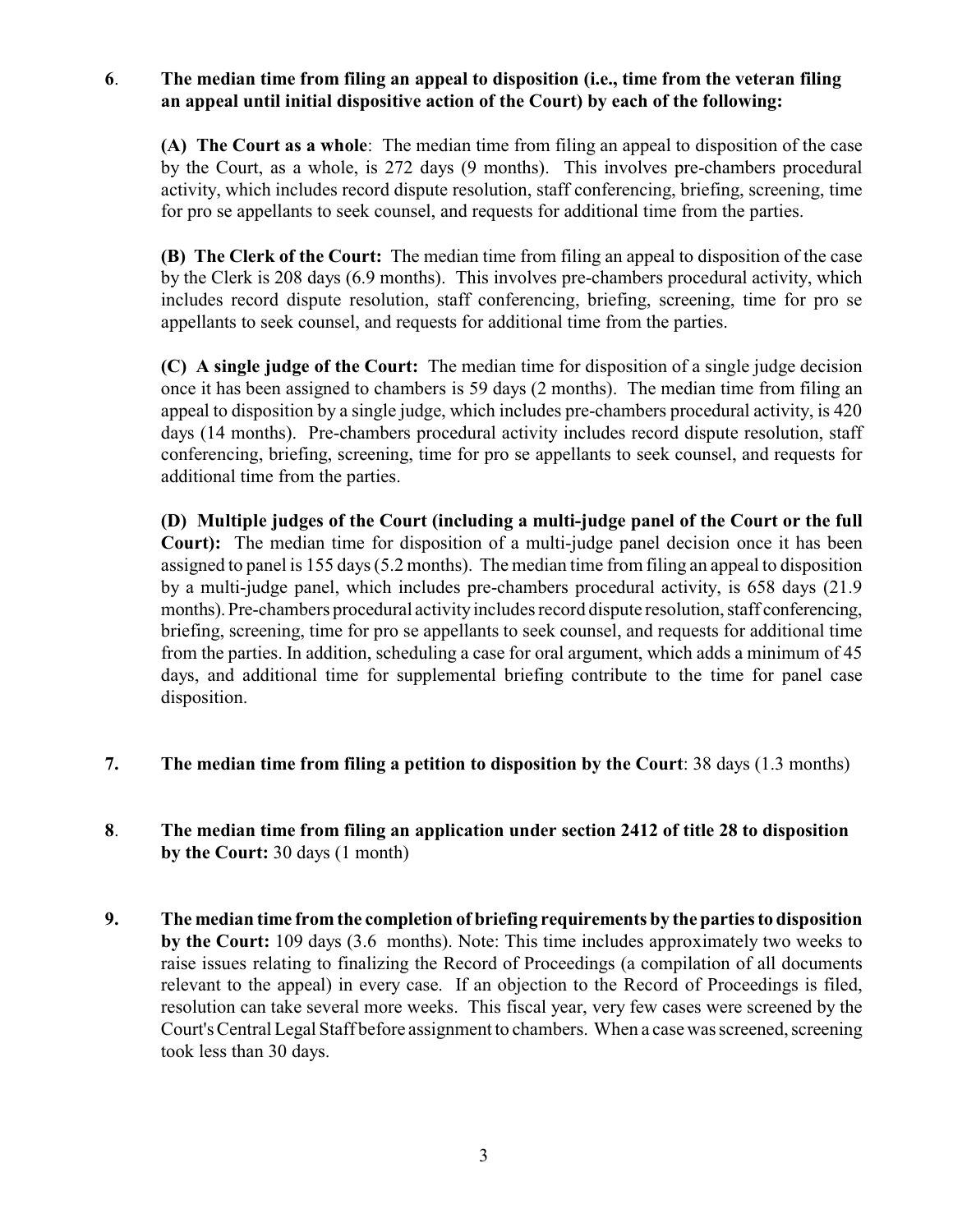**6. The median time from filing an appeal to disposition (i.e., time from the veteran filing an appeal until initial dispositive action of the Court) by each of the following:**

**(A) The Court as a whole**: The median time from filing an appeal to disposition of the case by the Court, as a whole, is 272 days (9 months). This involves pre-chambers procedural activity, which includes record dispute resolution, staff conferencing, briefing, screening, time for pro se appellants to seek counsel, and requests for additional time from the parties.

**(B) The Clerk of the Court:** The median time from filing an appeal to disposition of the case by the Clerk is 208 days (6.9 months). This involves pre-chambers procedural activity, which includes record dispute resolution, staff conferencing, briefing, screening, time for pro se appellants to seek counsel, and requests for additional time from the parties.

**(C) A single judge of the Court:** The median time for disposition of a single judge decision once it has been assigned to chambers is 59 days (2 months). The median time from filing an appeal to disposition by a single judge, which includes pre-chambers procedural activity, is 420 days (14 months). Pre-chambers procedural activity includes record dispute resolution, staff conferencing, briefing, screening, time for pro se appellants to seek counsel, and requests for additional time from the parties.

**(D) Multiple judges of the Court (including a multi-judge panel of the Court or the full Court):** The median time for disposition of a multi-judge panel decision once it has been assigned to panel is 155 days (5.2 months). The median time from filing an appeal to disposition by a multi-judge panel, which includes pre-chambers procedural activity, is 658 days (21.9 months). Pre-chambers procedural activity includes record dispute resolution, staff conferencing, briefing, screening, time for pro se appellants to seek counsel, and requests for additional time from the parties. In addition, scheduling a case for oral argument, which adds a minimum of 45 days, and additional time for supplemental briefing contribute to the time for panel case disposition.

**7. The median time from filing a petition to disposition by the Court**: 38 days (1.3 months)

**8. The median time from filing an application under section 2412 of title 28 to disposition by the Court:** 30 days (1 month)

**9. The median time from the completion of briefing requirements by the parties to disposition by the Court:** 109 days (3.6 months). Note: This time includes approximately two weeks to raise issues relating to finalizing the Record of Proceedings (a compilation of all documents relevant to the appeal) in every case. If an objection to the Record of Proceedings is filed, resolution can take several more weeks. This fiscal year, very few cases were screened by the Court's Central Legal Staff before assignment to chambers. When a case was screened, screening took less than 30 days.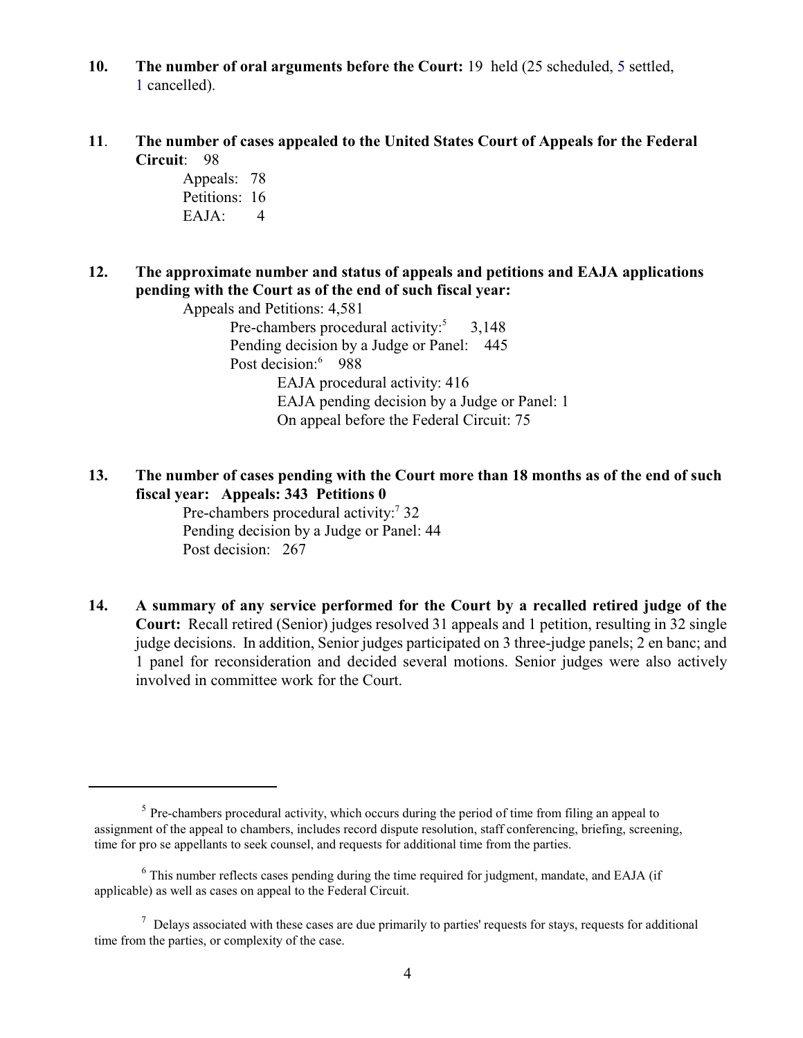**10. The number of oral arguments before the Court:** 19 held (25 scheduled, 5 settled, 1 cancelled).

**11. The number of cases appealed to the United States Court of Appeals for the Federal Circuit**: 98

- Appeals: 78
- Petitions: 16
- EAJA: 4

**12. The approximate number and status of appeals and petitions and EAJA applications pending with the Court as of the end of such fiscal year:**

- Appeals and Petitions: 4,581
  - Pre-chambers procedural activity:[5] 3,148
  - Pending decision by a Judge or Panel: 445
  - Post decision:[6] 988
    - EAJA procedural activity: 416
    - EAJA pending decision by a Judge or Panel: 1
    - On appeal before the Federal Circuit: 75

**13. The number of cases pending with the Court more than 18 months as of the end of such fiscal year: Appeals: 343 Petitions 0**

- Pre-chambers procedural activity:[7] 32
- Pending decision by a Judge or Panel: 44
- Post decision: 267

**14. A summary of any service performed for the Court by a recalled retired judge of the Court:** Recall retired (Senior) judges resolved 31 appeals and 1 petition, resulting in 32 single judge decisions. In addition, Senior judges participated on 3 three-judge panels; 2 en banc; and 1 panel for reconsideration and decided several motions. Senior judges were also actively involved in committee work for the Court.

---

[5] Pre-chambers procedural activity, which occurs during the period of time from filing an appeal to assignment of the appeal to chambers, includes record dispute resolution, staff conferencing, briefing, screening, time for pro se appellants to seek counsel, and requests for additional time from the parties.

[6] This number reflects cases pending during the time required for judgment, mandate, and EAJA (if applicable) as well as cases on appeal to the Federal Circuit.

[7] Delays associated with these cases are due primarily to parties' requests for stays, requests for additional time from the parties, or complexity of the case.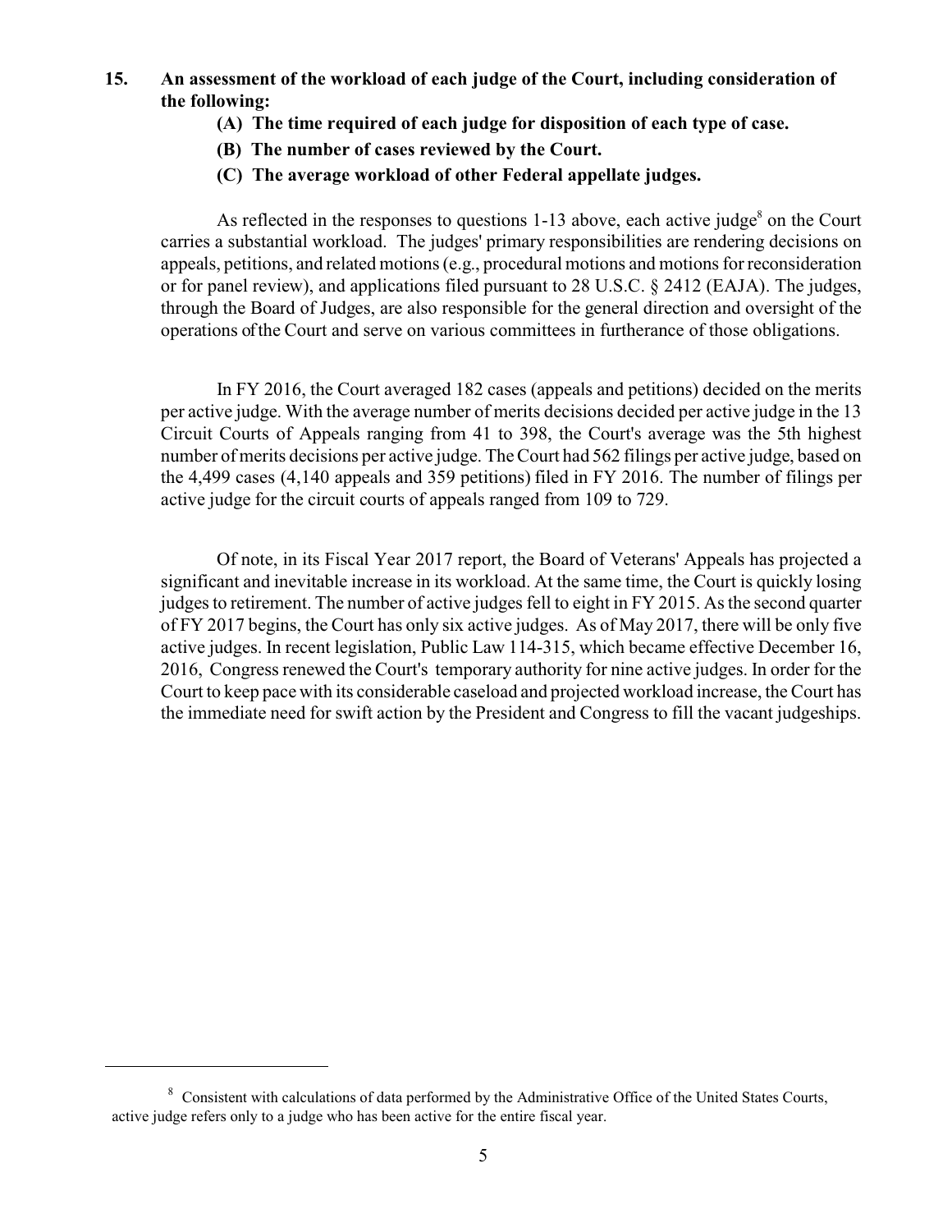**15. An assessment of the workload of each judge of the Court, including consideration of the following:**

**(A) The time required of each judge for disposition of each type of case.**

**(B) The number of cases reviewed by the Court.**

**(C) The average workload of other Federal appellate judges.**

As reflected in the responses to questions 1-13 above, each active judge[8] on the Court carries a substantial workload. The judges' primary responsibilities are rendering decisions on appeals, petitions, and related motions (e.g., procedural motions and motions for reconsideration or for panel review), and applications filed pursuant to 28 U.S.C. § 2412 (EAJA). The judges, through the Board of Judges, are also responsible for the general direction and oversight of the operations of the Court and serve on various committees in furtherance of those obligations.

In FY 2016, the Court averaged 182 cases (appeals and petitions) decided on the merits per active judge. With the average number of merits decisions decided per active judge in the 13 Circuit Courts of Appeals ranging from 41 to 398, the Court's average was the 5th highest number of merits decisions per active judge. The Court had 562 filings per active judge, based on the 4,499 cases (4,140 appeals and 359 petitions) filed in FY 2016. The number of filings per active judge for the circuit courts of appeals ranged from 109 to 729.

Of note, in its Fiscal Year 2017 report, the Board of Veterans' Appeals has projected a significant and inevitable increase in its workload. At the same time, the Court is quickly losing judges to retirement. The number of active judges fell to eight in FY 2015. As the second quarter of FY 2017 begins, the Court has only six active judges. As of May 2017, there will be only five active judges. In recent legislation, Public Law 114-315, which became effective December 16, 2016, Congress renewed the Court's temporary authority for nine active judges. In order for the Court to keep pace with its considerable caseload and projected workload increase, the Court has the immediate need for swift action by the President and Congress to fill the vacant judgeships.

[8] Consistent with calculations of data performed by the Administrative Office of the United States Courts, active judge refers only to a judge who has been active for the entire fiscal year.